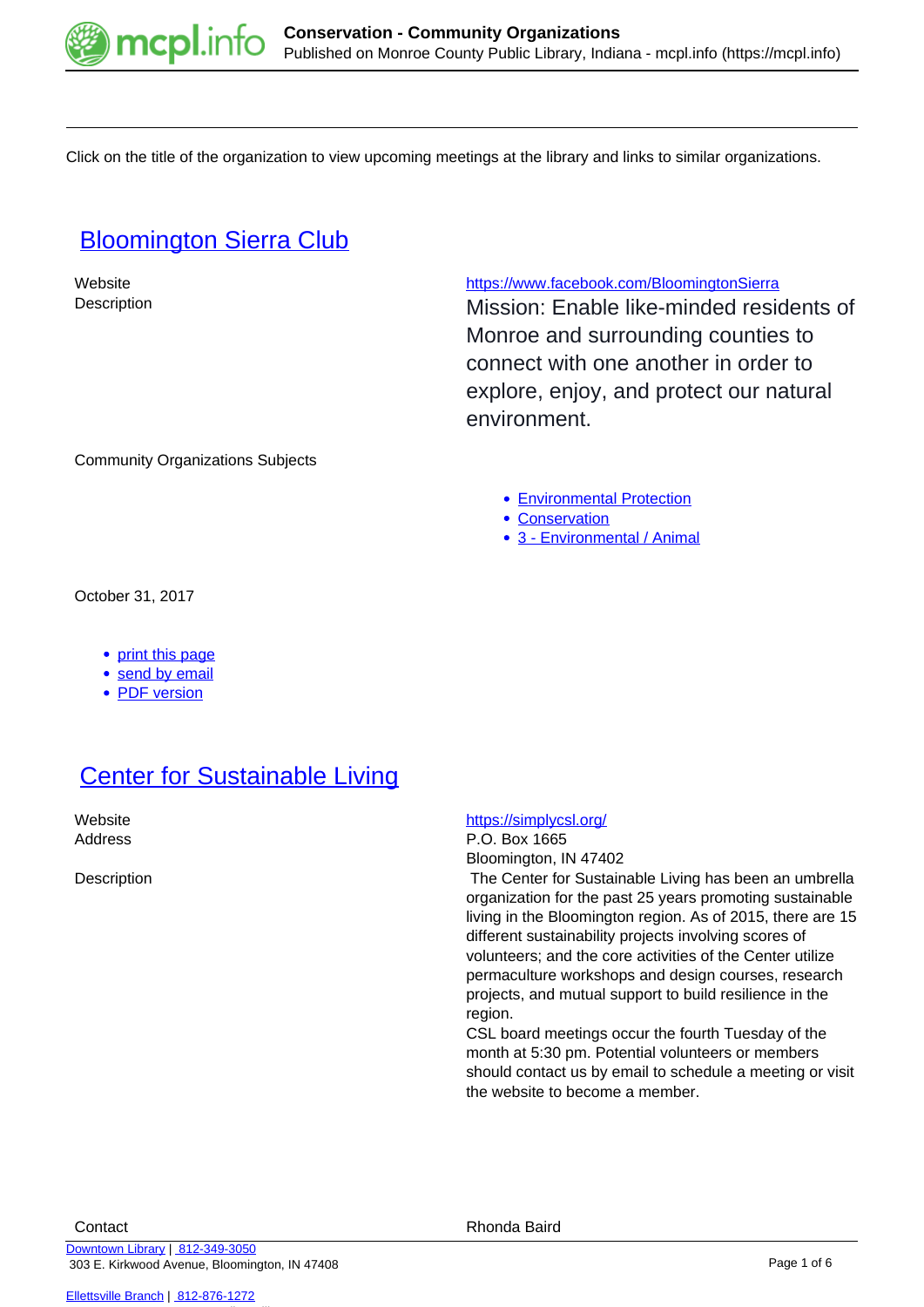Click on the title of the organization to view upcoming meetings at the library and links to similar organizations.

## Bloomington Sierra Club

| | |
|---|---|
| Website | https://www.facebook.com/BloomingtonSierra |
| Description | Mission: Enable like-minded residents of Monroe and surrounding counties to connect with one another in order to explore, enjoy, and protect our natural environment. |
| Community Organizations Subjects | • Environmental Protection<br>• Conservation<br>• 3 - Environmental / Animal |

October 31, 2017

- print this page
- send by email
- PDF version

## Center for Sustainable Living

| | |
|---|---|
| Website | https://simplycsl.org/ |
| Address | P.O. Box 1665<br>Bloomington, IN 47402 |
| Description | The Center for Sustainable Living has been an umbrella organization for the past 25 years promoting sustainable living in the Bloomington region. As of 2015, there are 15 different sustainability projects involving scores of volunteers; and the core activities of the Center utilize permaculture workshops and design courses, research projects, and mutual support to build resilience in the region.<br>CSL board meetings occur the fourth Tuesday of the month at 5:30 pm. Potential volunteers or members should contact us by email to schedule a meeting or visit the website to become a member. |
| Contact | Rhonda Baird |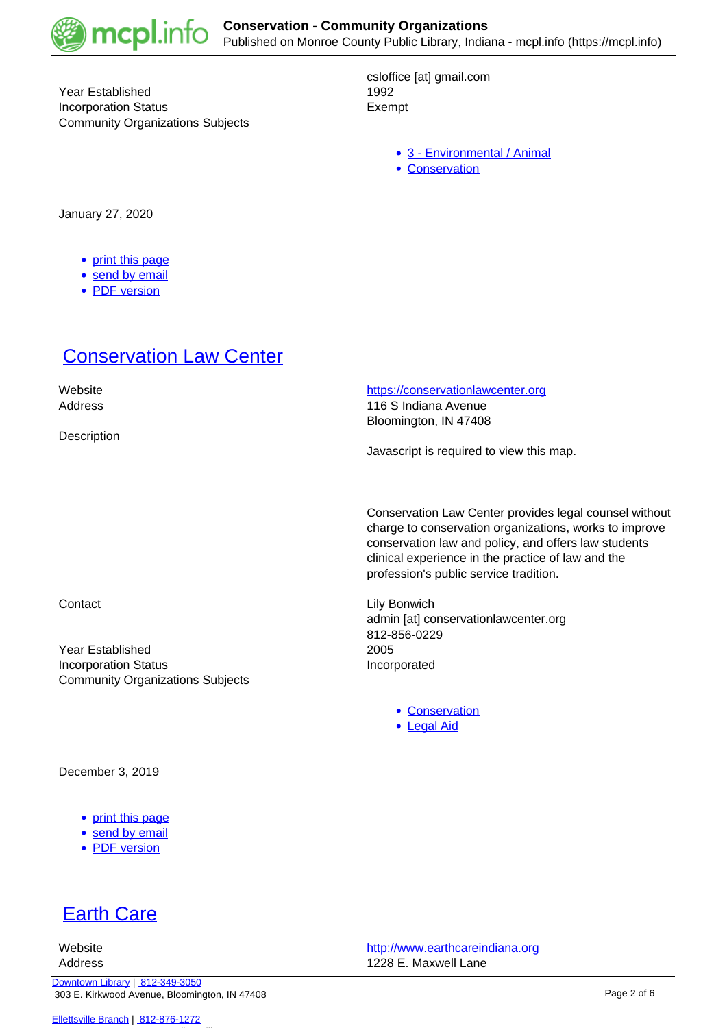| | |
|---|---|
| | csloffice [at] gmail.com |
| Year Established | 1992 |
| Incorporation Status | Exempt |
| Community Organizations Subjects | |

- 3 - Environmental / Animal
- Conservation

January 27, 2020

- print this page
- send by email
- PDF version

## Conservation Law Center

| | |
|---|---|
| Website | https://conservationlawcenter.org |
| Address | 116 S Indiana Avenue<br>Bloomington, IN 47408 |
| Description | Javascript is required to view this map. |

Conservation Law Center provides legal counsel without charge to conservation organizations, works to improve conservation law and policy, and offers law students clinical experience in the practice of law and the profession's public service tradition.

| | |
|---|---|
| Contact | Lily Bonwich<br>admin [at] conservationlawcenter.org<br>812-856-0229 |
| Year Established | 2005 |
| Incorporation Status | Incorporated |
| Community Organizations Subjects | |

- Conservation
- Legal Aid

December 3, 2019

- print this page
- send by email
- PDF version

## Earth Care

| | |
|---|---|
| Website | http://www.earthcareindiana.org |
| Address | 1228 E. Maxwell Lane |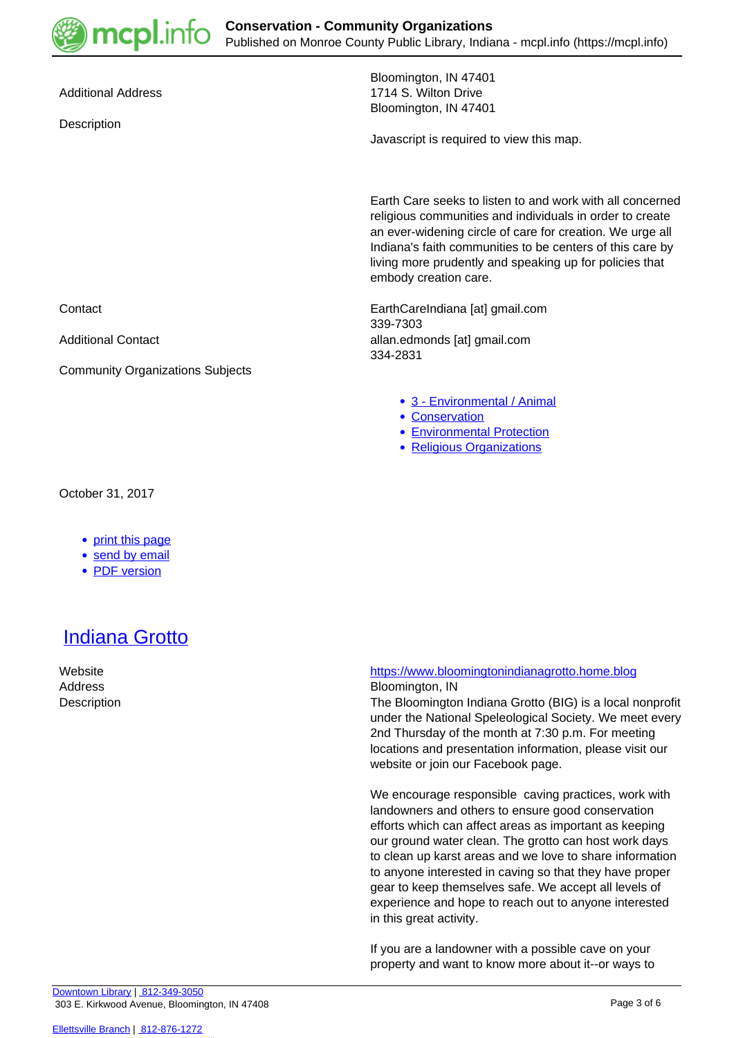| | |
|---|---|
| Additional Address | Bloomington, IN 47401<br>1714 S. Wilton Drive<br>Bloomington, IN 47401 |
| Description | Javascript is required to view this map.<br><br>Earth Care seeks to listen to and work with all concerned religious communities and individuals in order to create an ever-widening circle of care for creation. We urge all Indiana's faith communities to be centers of this care by living more prudently and speaking up for policies that embody creation care. |
| Contact | EarthCareIndiana [at] gmail.com<br>339-7303 |
| Additional Contact | allan.edmonds [at] gmail.com<br>334-2831 |
| Community Organizations Subjects | 3 - Environmental / Animal<br>Conservation<br>Environmental Protection<br>Religious Organizations |

October 31, 2017

- print this page
- send by email
- PDF version

## Indiana Grotto

| | |
|---|---|
| Website | https://www.bloomingtonindianagrotto.home.blog |
| Address | Bloomington, IN |
| Description | The Bloomington Indiana Grotto (BIG) is a local nonprofit under the National Speleological Society. We meet every 2nd Thursday of the month at 7:30 p.m. For meeting locations and presentation information, please visit our website or join our Facebook page.<br><br>We encourage responsible caving practices, work with landowners and others to ensure good conservation efforts which can affect areas as important as keeping our ground water clean. The grotto can host work days to clean up karst areas and we love to share information to anyone interested in caving so that they have proper gear to keep themselves safe. We accept all levels of experience and hope to reach out to anyone interested in this great activity.<br><br>If you are a landowner with a possible cave on your property and want to know more about it--or ways to |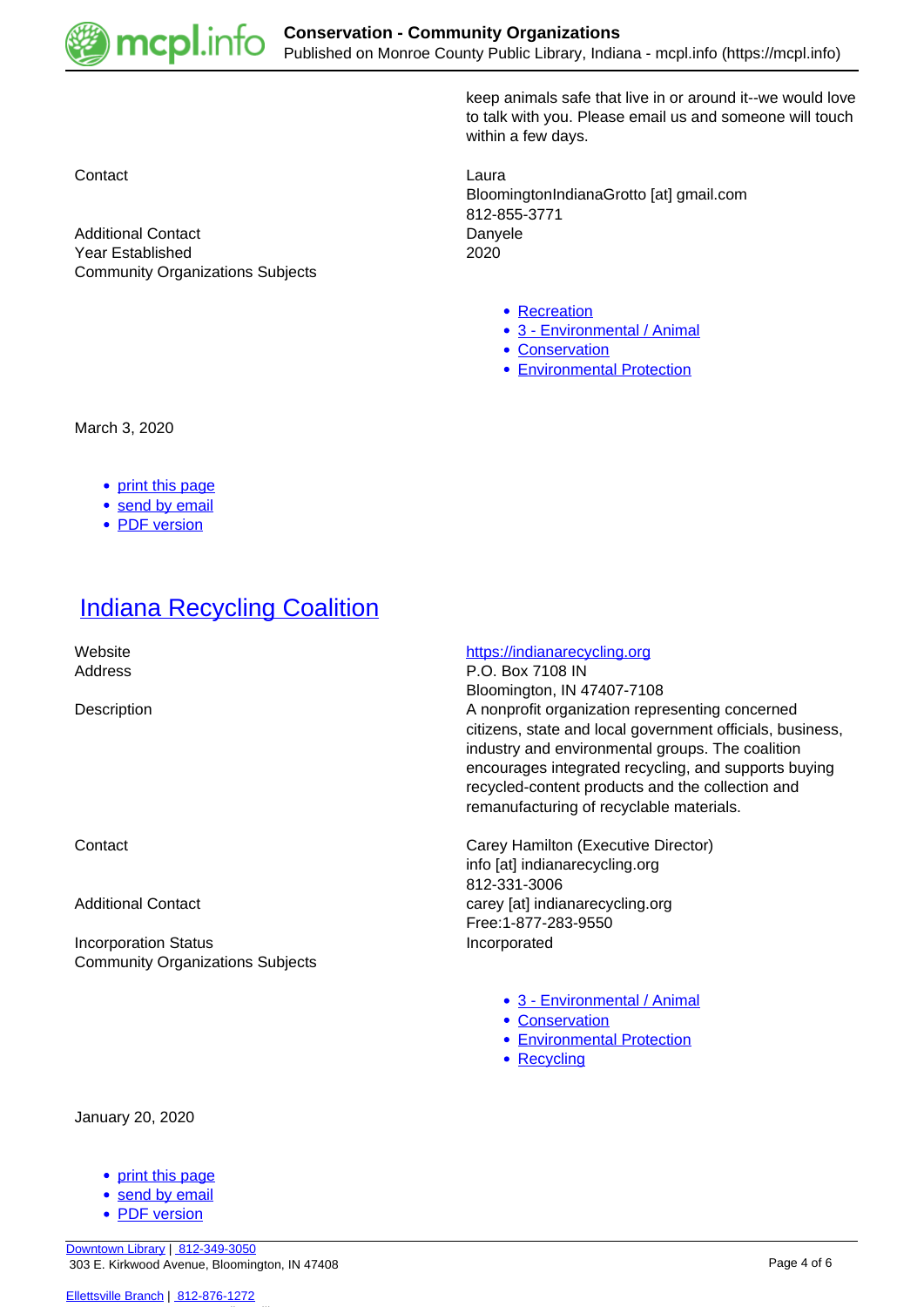keep animals safe that live in or around it--we would love to talk with you. Please email us and someone will touch within a few days.

| | |
|---|---|
| Contact | Laura<br>BloomingtonIndianaGrotto [at] gmail.com<br>812-855-3771 |
| Additional Contact | Danyele |
| Year Established | 2020 |
| Community Organizations Subjects | |

- Recreation
- 3 - Environmental / Animal
- Conservation
- Environmental Protection

March 3, 2020

- print this page
- send by email
- PDF version

# Indiana Recycling Coalition

| | |
|---|---|
| Website | https://indianarecycling.org |
| Address | P.O. Box 7108 IN<br>Bloomington, IN 47407-7108 |
| Description | A nonprofit organization representing concerned citizens, state and local government officials, business, industry and environmental groups. The coalition encourages integrated recycling, and supports buying recycled-content products and the collection and remanufacturing of recyclable materials. |
| Contact | Carey Hamilton (Executive Director)<br>info [at] indianarecycling.org<br>812-331-3006 |
| Additional Contact | carey [at] indianarecycling.org<br>Free:1-877-283-9550 |
| Incorporation Status | Incorporated |
| Community Organizations Subjects | |

- 3 - Environmental / Animal
- Conservation
- Environmental Protection
- Recycling

January 20, 2020

- print this page
- send by email
- PDF version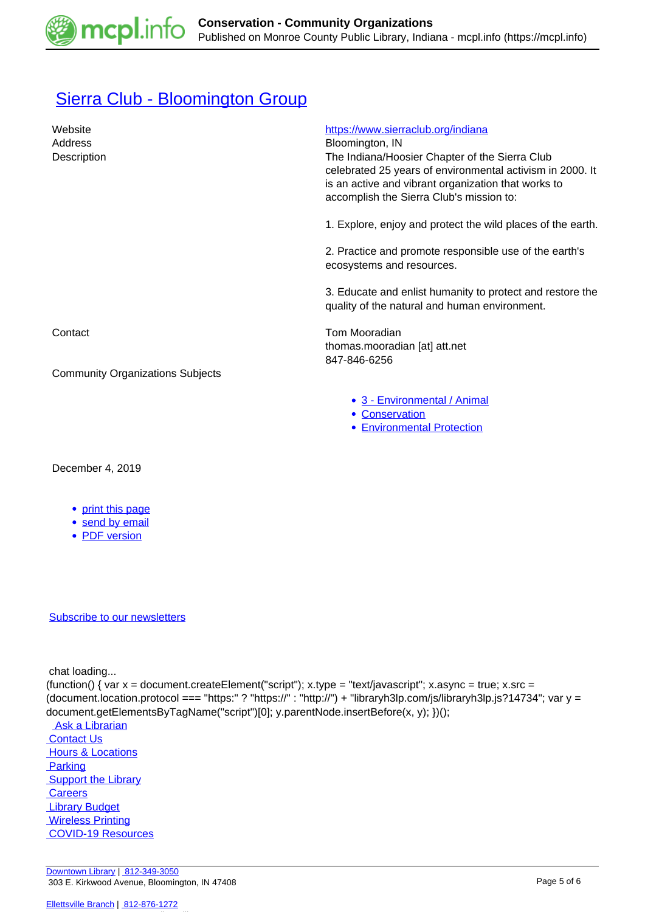## Sierra Club - Bloomington Group

| | |
|---|---|
| Website | https://www.sierraclub.org/indiana |
| Address | Bloomington, IN |
| Description | The Indiana/Hoosier Chapter of the Sierra Club celebrated 25 years of environmental activism in 2000. It is an active and vibrant organization that works to accomplish the Sierra Club's mission to:<br><br>1. Explore, enjoy and protect the wild places of the earth.<br><br>2. Practice and promote responsible use of the earth's ecosystems and resources.<br><br>3. Educate and enlist humanity to protect and restore the quality of the natural and human environment. |
| Contact | Tom Mooradian<br>thomas.mooradian [at] att.net<br>847-846-6256 |
| Community Organizations Subjects | • 3 - Environmental / Animal<br>• Conservation<br>• Environmental Protection |

December 4, 2019

- print this page
- send by email
- PDF version

Subscribe to our newsletters

chat loading...

```
(function() { var x = document.createElement("script"); x.type = "text/javascript"; x.async = true; x.src = (document.location.protocol === "https:" ? "https://" : "http://") + "libraryh3lp.com/js/libraryh3lp.js?14734"; var y = document.getElementsByTagName("script")[0]; y.parentNode.insertBefore(x, y); })();
```

Ask a Librarian
Contact Us
Hours & Locations
Parking
Support the Library
Careers
Library Budget
Wireless Printing
COVID-19 Resources

Downtown Library | 812-349-3050
303 E. Kirkwood Avenue, Bloomington, IN 47408

Ellettsville Branch | 812-876-1272